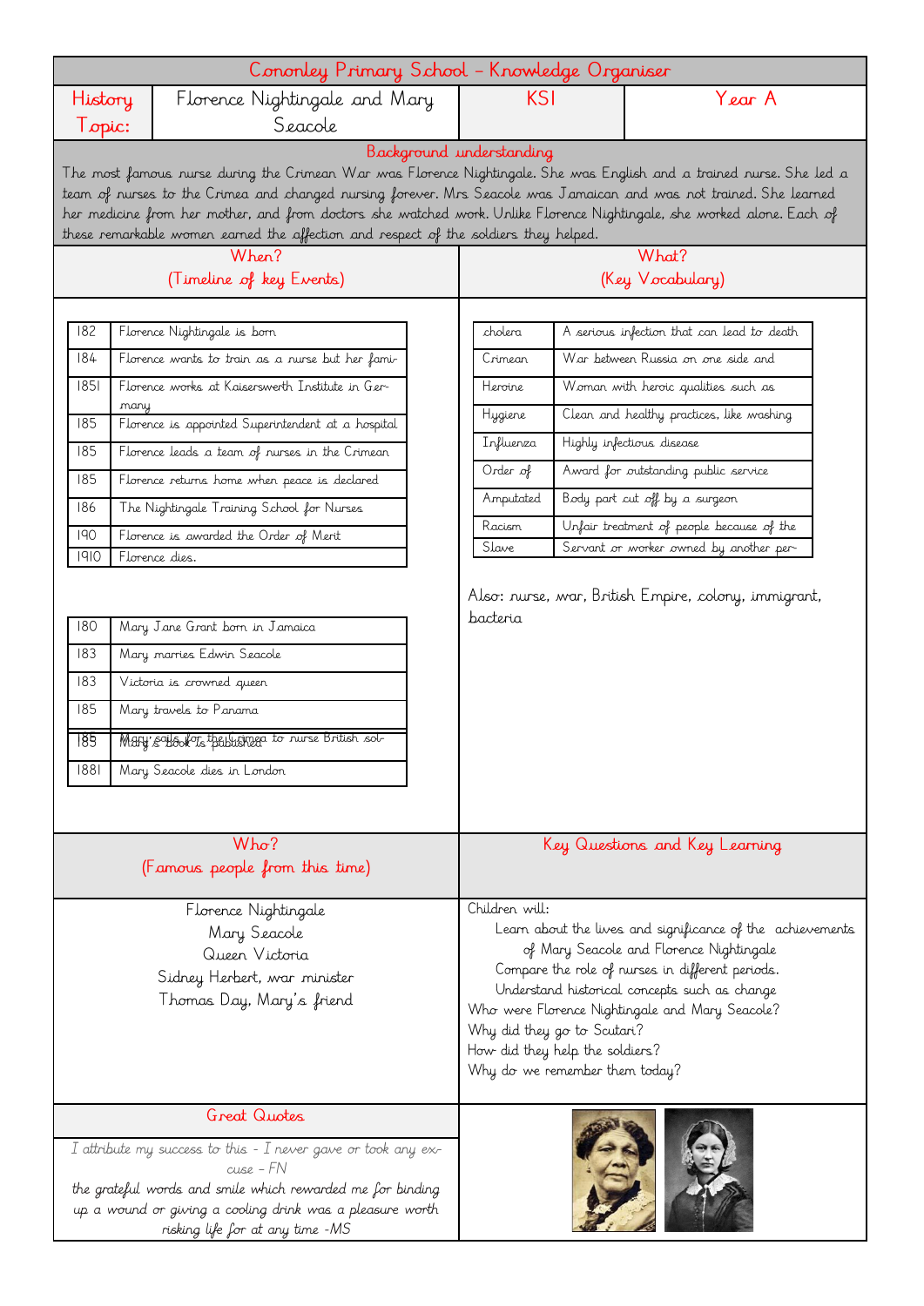# Cononley Primary School – Knowledge Organiser

| History Topic: | Florence Nightingale and Mary Seacole | KS1 | Year A |
|---|---|---|---|

## Background understanding

The most famous nurse during the Crimean War was Florence Nightingale. She was English and a trained nurse. She led a team of nurses to the Crimea and changed nursing forever. Mrs Seacole was Jamaican and was not trained. She learned her medicine from her mother, and from doctors she watched work. Unlike Florence Nightingale, she worked alone. Each of these remarkable women earned the affection and respect of the soldiers they helped.

## When? (Timeline of key Events)

| | |
|---|---|
| 182 | Florence Nightingale is born |
| 184 | Florence wants to train as a nurse but her fami- |
| 1851 | Florence works at Kaiserswerth Institute in Germany |
| 185 | Florence is appointed Superintendent at a hospital |
| 185 | Florence leads a team of nurses in the Crimean |
| 185 | Florence returns home when peace is declared |
| 186 | The Nightingale Training School for Nurses |
| 190 | Florence is awarded the Order of Merit |
| 1910 | Florence dies. |

| | |
|---|---|
| 180 | Mary Jane Grant born in Jamaica |
| 183 | Mary marries Edwin Seacole |
| 183 | Victoria is crowned queen |
| 185 | Mary travels to Panama |
| 185 | Mary sails for the Crimea to nurse British sol- |
| 185 | Mary's book is published |
| 1881 | Mary Seacole dies in London |

## What? (Key Vocabulary)

| | |
|---|---|
| cholera | A serious infection that can lead to death |
| Crimean | War between Russia on one side and |
| Heroine | Woman with heroic qualities such as |
| Hygiene | Clean and healthy practices, like washing |
| Influenza | Highly infectious disease |
| Order of | Award for outstanding public service |
| Amputated | Body part cut off by a surgeon |
| Racism | Unfair treatment of people because of the |
| Slave | Servant or worker owned by another per- |

Also: nurse, war, British Empire, colony, immigrant, bacteria

## Who? (Famous people from this time)

Florence Nightingale
Mary Seacole
Queen Victoria
Sidney Herbert, war minister
Thomas Day, Mary's friend

## Key Questions and Key Learning

Children will:

- Learn about the lives and significance of the achievements of Mary Seacole and Florence Nightingale
- Compare the role of nurses in different periods.
- Understand historical concepts such as change

Who were Florence Nightingale and Mary Seacole?
Why did they go to Scutari?
How did they help the soldiers?
Why do we remember them today?

## Great Quotes

*I attribute my success to this - I never gave or took any excuse – FN*

*the grateful words and smile which rewarded me for binding up a wound or giving a cooling drink was a pleasure worth risking life for at any time -MS*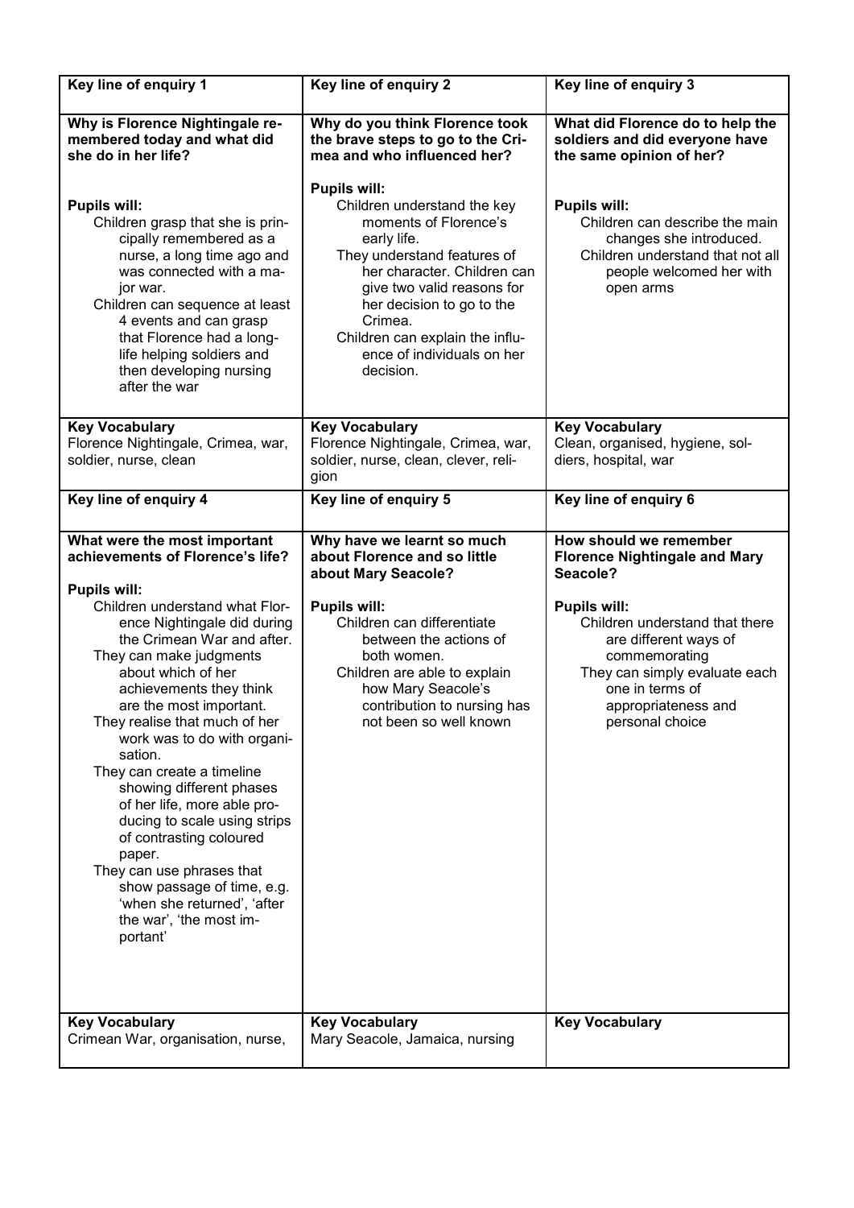| Key line of enquiry 1 | Key line of enquiry 2 | Key line of enquiry 3 |
|---|---|---|
| **Why is Florence Nightingale remembered today and what did she do in her life?**<br><br>**Pupils will:**<br>Children grasp that she is principally remembered as a nurse, a long time ago and was connected with a major war.<br>Children can sequence at least 4 events and can grasp that Florence had a long-life helping soldiers and then developing nursing after the war | **Why do you think Florence took the brave steps to go to the Crimea and who influenced her?**<br><br>**Pupils will:**<br>Children understand the key moments of Florence's early life.<br>They understand features of her character. Children can give two valid reasons for her decision to go to the Crimea.<br>Children can explain the influence of individuals on her decision. | **What did Florence do to help the soldiers and did everyone have the same opinion of her?**<br><br>**Pupils will:**<br>Children can describe the main changes she introduced.<br>Children understand that not all people welcomed her with open arms |
| **Key Vocabulary**<br>Florence Nightingale, Crimea, war, soldier, nurse, clean | **Key Vocabulary**<br>Florence Nightingale, Crimea, war, soldier, nurse, clean, clever, religion | **Key Vocabulary**<br>Clean, organised, hygiene, soldiers, hospital, war |
| **Key line of enquiry 4** | **Key line of enquiry 5** | **Key line of enquiry 6** |
| **What were the most important achievements of Florence's life?**<br><br>**Pupils will:**<br>Children understand what Florence Nightingale did during the Crimean War and after.<br>They can make judgments about which of her achievements they think are the most important.<br>They realise that much of her work was to do with organisation.<br>They can create a timeline showing different phases of her life, more able producing to scale using strips of contrasting coloured paper.<br>They can use phrases that show passage of time, e.g. 'when she returned', 'after the war', 'the most important' | **Why have we learnt so much about Florence and so little about Mary Seacole?**<br><br>**Pupils will:**<br>Children can differentiate between the actions of both women.<br>Children are able to explain how Mary Seacole's contribution to nursing has not been so well known | **How should we remember Florence Nightingale and Mary Seacole?**<br><br>**Pupils will:**<br>Children understand that there are different ways of commemorating<br>They can simply evaluate each one in terms of appropriateness and personal choice |
| **Key Vocabulary**<br>Crimean War, organisation, nurse, | **Key Vocabulary**<br>Mary Seacole, Jamaica, nursing | **Key Vocabulary** |